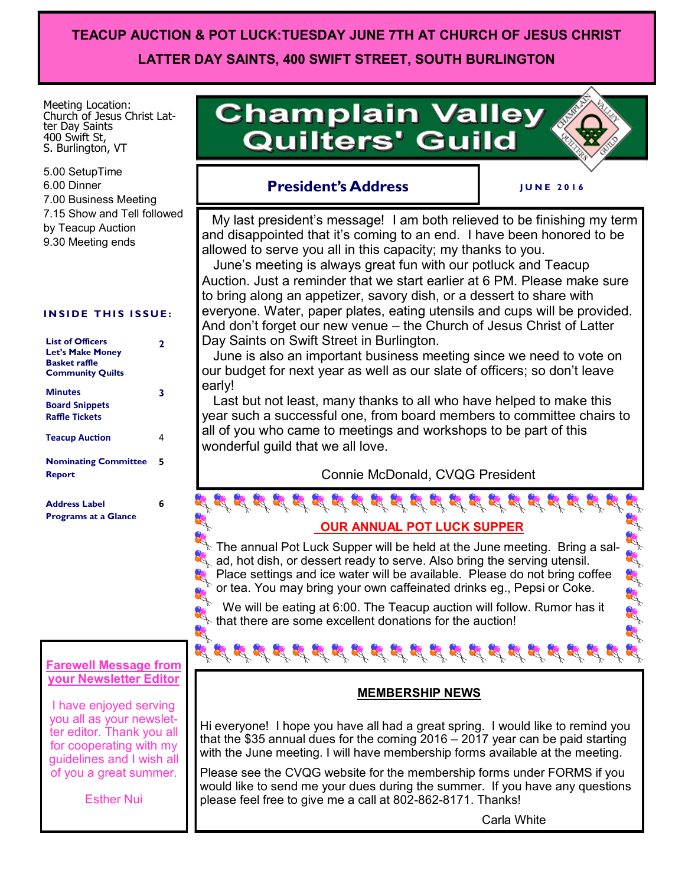**TEACUP AUCTION & POT LUCK:TUESDAY JUNE 7TH AT CHURCH OF JESUS CHRIST LATTER DAY SAINTS, 400 SWIFT STREET, SOUTH BURLINGTON**

# Champlain Valley Quilters' Guild

JUNE 2016

Meeting Location:
Church of Jesus Christ Latter Day Saints
400 Swift St,
S. Burlington, VT

5.00 SetupTime
6.00 Dinner
7.00 Business Meeting
7.15 Show and Tell followed by Teacup Auction
9.30 Meeting ends

**INSIDE THIS ISSUE:**

| | |
|---|---|
| List of Officers<br>Let's Make Money<br>Basket raffle<br>Community Quilts | 2 |
| Minutes<br>Board Snippets<br>Raffle Tickets | 3 |
| Teacup Auction | 4 |
| Nominating Committee Report | 5 |
| Address Label<br>Programs at a Glance | 6 |

## President's Address

My last president's message! I am both relieved to be finishing my term and disappointed that it's coming to an end. I have been honored to be allowed to serve you all in this capacity; my thanks to you.

June's meeting is always great fun with our potluck and Teacup Auction. Just a reminder that we start earlier at 6 PM. Please make sure to bring along an appetizer, savory dish, or a dessert to share with everyone. Water, paper plates, eating utensils and cups will be provided. And don't forget our new venue – the Church of Jesus Christ of Latter Day Saints on Swift Street in Burlington.

June is also an important business meeting since we need to vote on our budget for next year as well as our slate of officers; so don't leave early!

Last but not least, many thanks to all who have helped to make this year such a successful one, from board members to committee chairs to all of you who came to meetings and workshops to be part of this wonderful guild that we all love.

Connie McDonald, CVQG President

## OUR ANNUAL POT LUCK SUPPER

The annual Pot Luck Supper will be held at the June meeting. Bring a salad, hot dish, or dessert ready to serve. Also bring the serving utensil. Place settings and ice water will be available. Please do not bring coffee or tea. You may bring your own caffeinated drinks eg., Pepsi or Coke.

We will be eating at 6:00. The Teacup auction will follow. Rumor has it that there are some excellent donations for the auction!

## Farewell Message from your Newsletter Editor

I have enjoyed serving you all as your newsletter editor. Thank you all for cooperating with my guidelines and I wish all of you a great summer.

Esther Nui

## MEMBERSHIP NEWS

Hi everyone! I hope you have all had a great spring. I would like to remind you that the $35 annual dues for the coming 2016 – 2017 year can be paid starting with the June meeting. I will have membership forms available at the meeting.

Please see the CVQG website for the membership forms under FORMS if you would like to send me your dues during the summer. If you have any questions please feel free to give me a call at 802-862-8171. Thanks!

Carla White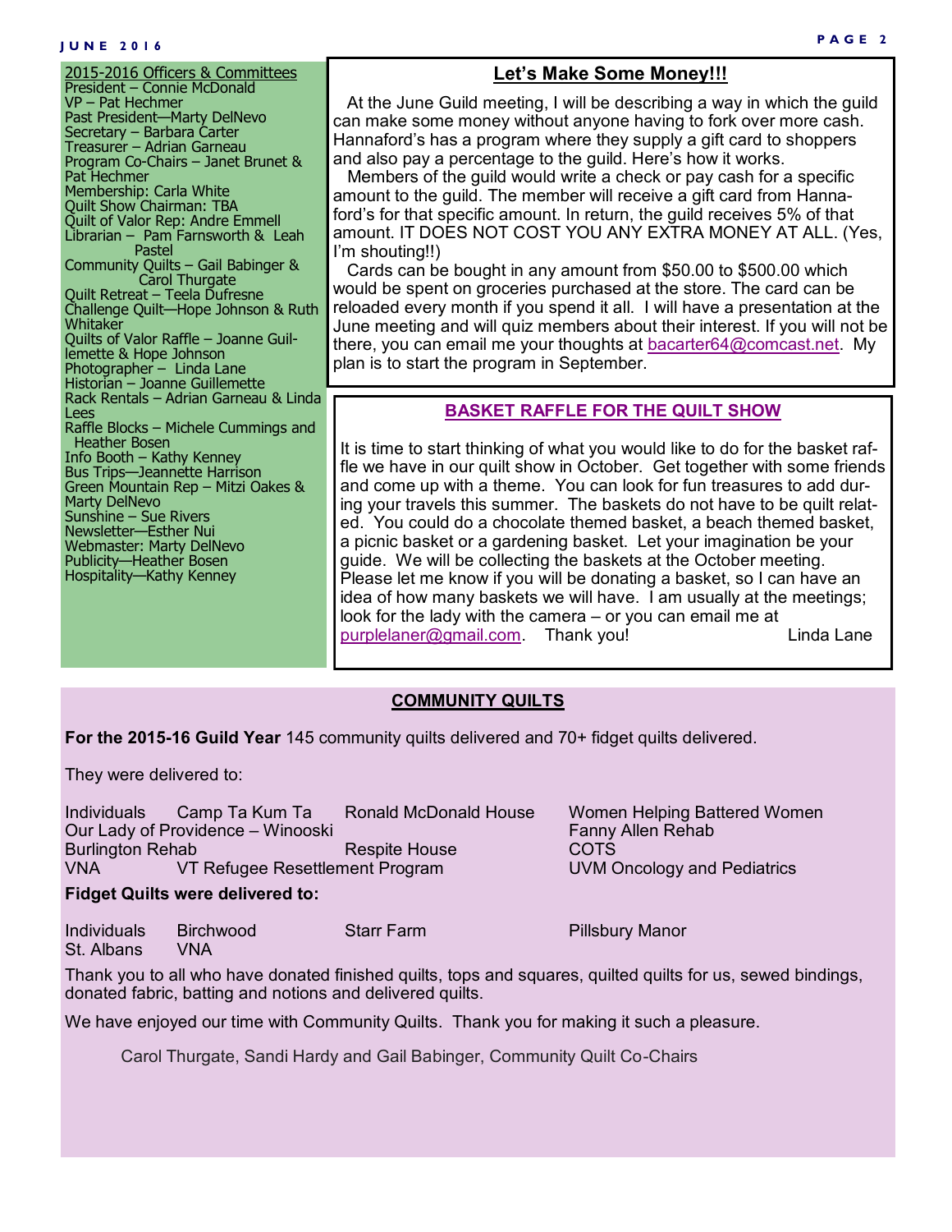## 2015-2016 Officers & Committees

President – Connie McDonald
VP – Pat Hechmer
Past President—Marty DelNevo
Secretary – Barbara Carter
Treasurer – Adrian Garneau
Program Co-Chairs – Janet Brunet & Pat Hechmer
Membership: Carla White
Quilt Show Chairman: TBA
Quilt of Valor Rep: Andre Emmell
Librarian – Pam Farnsworth & Leah Pastel
Community Quilts – Gail Babinger & Carol Thurgate
Quilt Retreat – Teela Dufresne
Challenge Quilt—Hope Johnson & Ruth Whitaker
Quilts of Valor Raffle – Joanne Guillemette & Hope Johnson
Photographer – Linda Lane
Historian – Joanne Guillemette
Rack Rentals – Adrian Garneau & Linda Lees
Raffle Blocks – Michele Cummings and Heather Bosen
Info Booth – Kathy Kenney
Bus Trips—Jeannette Harrison
Green Mountain Rep – Mitzi Oakes & Marty DelNevo
Sunshine – Sue Rivers
Newsletter—Esther Nui
Webmaster: Marty DelNevo
Publicity—Heather Bosen
Hospitality—Kathy Kenney

## Let's Make Some Money!!!

At the June Guild meeting, I will be describing a way in which the guild can make some money without anyone having to fork over more cash. Hannaford's has a program where they supply a gift card to shoppers and also pay a percentage to the guild. Here's how it works.

Members of the guild would write a check or pay cash for a specific amount to the guild. The member will receive a gift card from Hannaford's for that specific amount. In return, the guild receives 5% of that amount. IT DOES NOT COST YOU ANY EXTRA MONEY AT ALL. (Yes, I'm shouting!!)

Cards can be bought in any amount from $50.00 to $500.00 which would be spent on groceries purchased at the store. The card can be reloaded every month if you spend it all. I will have a presentation at the June meeting and will quiz members about their interest. If you will not be there, you can email me your thoughts at bacarter64@comcast.net. My plan is to start the program in September.

## BASKET RAFFLE FOR THE QUILT SHOW

It is time to start thinking of what you would like to do for the basket raffle we have in our quilt show in October. Get together with some friends and come up with a theme. You can look for fun treasures to add during your travels this summer. The baskets do not have to be quilt related. You could do a chocolate themed basket, a beach themed basket, a picnic basket or a gardening basket. Let your imagination be your guide. We will be collecting the baskets at the October meeting. Please let me know if you will be donating a basket, so I can have an idea of how many baskets we will have. I am usually at the meetings; look for the lady with the camera – or you can email me at purplelaner@gmail.com. Thank you! Linda Lane

## COMMUNITY QUILTS

**For the 2015-16 Guild Year** 145 community quilts delivered and 70+ fidget quilts delivered.

They were delivered to:

Individuals, Camp Ta Kum Ta, Ronald McDonald House, Women Helping Battered Women, Our Lady of Providence – Winooski, Fanny Allen Rehab, Burlington Rehab, Respite House, COTS, VNA, VT Refugee Resettlement Program, UVM Oncology and Pediatrics

**Fidget Quilts were delivered to:**

Individuals, Birchwood, Starr Farm, Pillsbury Manor, St. Albans VNA

Thank you to all who have donated finished quilts, tops and squares, quilted quilts for us, sewed bindings, donated fabric, batting and notions and delivered quilts.

We have enjoyed our time with Community Quilts. Thank you for making it such a pleasure.

Carol Thurgate, Sandi Hardy and Gail Babinger, Community Quilt Co-Chairs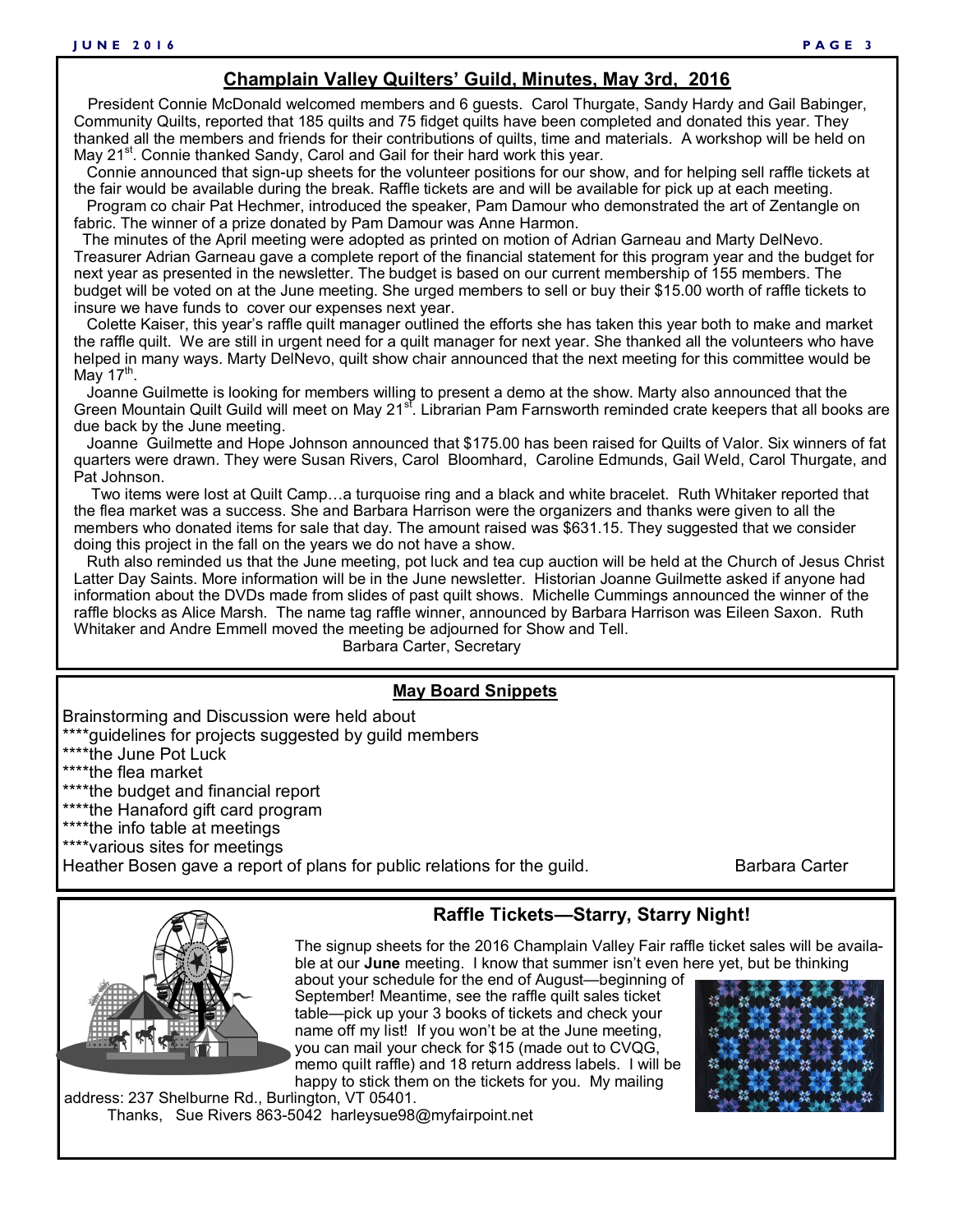## Champlain Valley Quilters' Guild, Minutes, May 3rd, 2016

President Connie McDonald welcomed members and 6 guests. Carol Thurgate, Sandy Hardy and Gail Babinger, Community Quilts, reported that 185 quilts and 75 fidget quilts have been completed and donated this year. They thanked all the members and friends for their contributions of quilts, time and materials. A workshop will be held on May 21st. Connie thanked Sandy, Carol and Gail for their hard work this year.

Connie announced that sign-up sheets for the volunteer positions for our show, and for helping sell raffle tickets at the fair would be available during the break. Raffle tickets are and will be available for pick up at each meeting.

Program co chair Pat Hechmer, introduced the speaker, Pam Damour who demonstrated the art of Zentangle on fabric. The winner of a prize donated by Pam Damour was Anne Harmon.

The minutes of the April meeting were adopted as printed on motion of Adrian Garneau and Marty DelNevo. Treasurer Adrian Garneau gave a complete report of the financial statement for this program year and the budget for next year as presented in the newsletter. The budget is based on our current membership of 155 members. The budget will be voted on at the June meeting. She urged members to sell or buy their $15.00 worth of raffle tickets to insure we have funds to cover our expenses next year.

Colette Kaiser, this year's raffle quilt manager outlined the efforts she has taken this year both to make and market the raffle quilt. We are still in urgent need for a quilt manager for next year. She thanked all the volunteers who have helped in many ways. Marty DelNevo, quilt show chair announced that the next meeting for this committee would be May 17th.

Joanne Guilmette is looking for members willing to present a demo at the show. Marty also announced that the Green Mountain Quilt Guild will meet on May 21st. Librarian Pam Farnsworth reminded crate keepers that all books are due back by the June meeting.

Joanne Guilmette and Hope Johnson announced that $175.00 has been raised for Quilts of Valor. Six winners of fat quarters were drawn. They were Susan Rivers, Carol Bloomhard, Caroline Edmunds, Gail Weld, Carol Thurgate, and Pat Johnson.

Two items were lost at Quilt Camp…a turquoise ring and a black and white bracelet. Ruth Whitaker reported that the flea market was a success. She and Barbara Harrison were the organizers and thanks were given to all the members who donated items for sale that day. The amount raised was $631.15. They suggested that we consider doing this project in the fall on the years we do not have a show.

Ruth also reminded us that the June meeting, pot luck and tea cup auction will be held at the Church of Jesus Christ Latter Day Saints. More information will be in the June newsletter. Historian Joanne Guilmette asked if anyone had information about the DVDs made from slides of past quilt shows. Michelle Cummings announced the winner of the raffle blocks as Alice Marsh. The name tag raffle winner, announced by Barbara Harrison was Eileen Saxon. Ruth Whitaker and Andre Emmell moved the meeting be adjourned for Show and Tell.

Barbara Carter, Secretary

## May Board Snippets

Brainstorming and Discussion were held about

****guidelines for projects suggested by guild members
****the June Pot Luck
****the flea market
****the budget and financial report
****the Hanaford gift card program
****the info table at meetings
****various sites for meetings

Heather Bosen gave a report of plans for public relations for the guild.

Barbara Carter

## Raffle Tickets—Starry, Starry Night!

The signup sheets for the 2016 Champlain Valley Fair raffle ticket sales will be available at our **June** meeting. I know that summer isn't even here yet, but be thinking about your schedule for the end of August—beginning of September! Meantime, see the raffle quilt sales ticket table—pick up your 3 books of tickets and check your name off my list! If you won't be at the June meeting, you can mail your check for $15 (made out to CVQG, memo quilt raffle) and 18 return address labels. I will be happy to stick them on the tickets for you. My mailing address: 237 Shelburne Rd., Burlington, VT 05401.

Thanks, Sue Rivers 863-5042 harleysue98@myfairpoint.net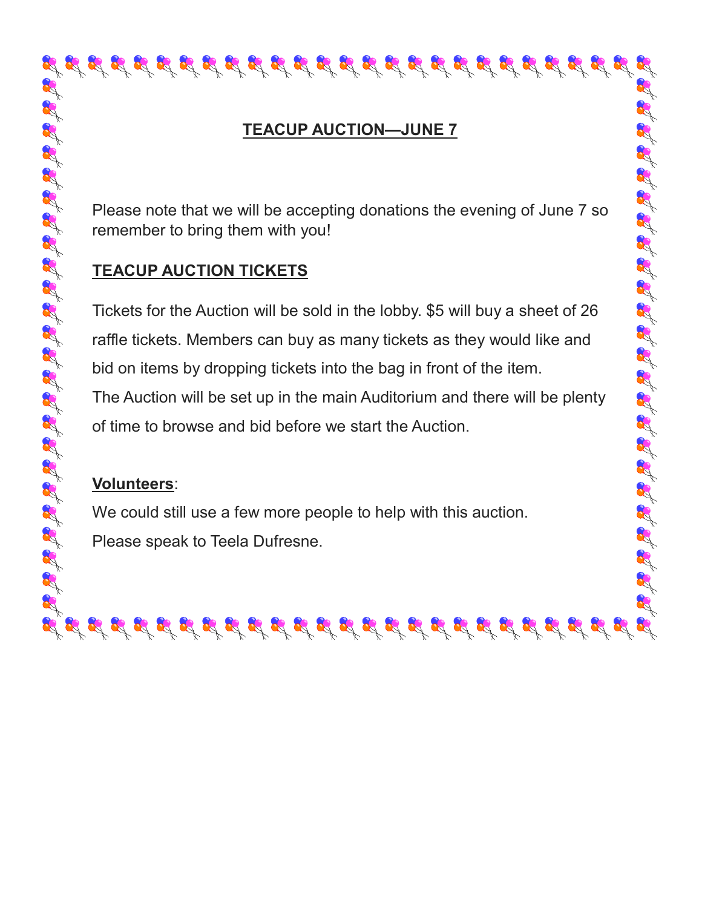## TEACUP AUCTION—JUNE 7

Please note that we will be accepting donations the evening of June 7 so remember to bring them with you!

### TEACUP AUCTION TICKETS

Tickets for the Auction will be sold in the lobby. $5 will buy a sheet of 26 raffle tickets. Members can buy as many tickets as they would like and bid on items by dropping tickets into the bag in front of the item. The Auction will be set up in the main Auditorium and there will be plenty of time to browse and bid before we start the Auction.

**Volunteers**:

We could still use a few more people to help with this auction.

Please speak to Teela Dufresne.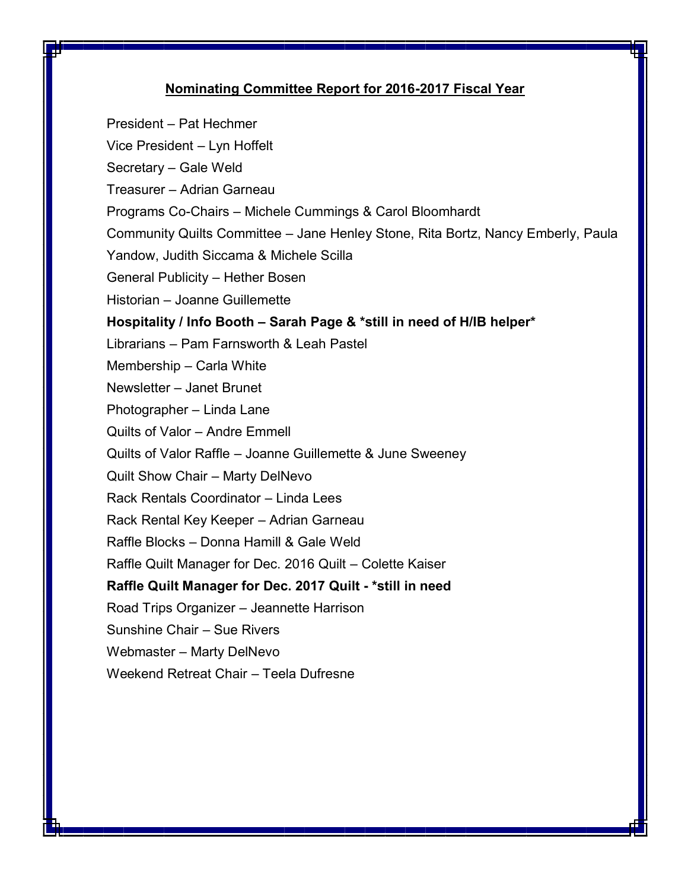## Nominating Committee Report for 2016-2017 Fiscal Year

President – Pat Hechmer

Vice President – Lyn Hoffelt

Secretary – Gale Weld

Treasurer – Adrian Garneau

Programs Co-Chairs – Michele Cummings & Carol Bloomhardt

Community Quilts Committee – Jane Henley Stone, Rita Bortz, Nancy Emberly, Paula Yandow, Judith Siccama & Michele Scilla

General Publicity – Hether Bosen

Historian – Joanne Guillemette

**Hospitality / Info Booth – Sarah Page & *still in need of H/IB helper***

Librarians – Pam Farnsworth & Leah Pastel

Membership – Carla White

Newsletter – Janet Brunet

Photographer – Linda Lane

Quilts of Valor – Andre Emmell

Quilts of Valor Raffle – Joanne Guillemette & June Sweeney

Quilt Show Chair – Marty DelNevo

Rack Rentals Coordinator – Linda Lees

Rack Rental Key Keeper – Adrian Garneau

Raffle Blocks – Donna Hamill & Gale Weld

Raffle Quilt Manager for Dec. 2016 Quilt – Colette Kaiser

**Raffle Quilt Manager for Dec. 2017 Quilt - *still in need**

Road Trips Organizer – Jeannette Harrison

Sunshine Chair – Sue Rivers

Webmaster – Marty DelNevo

Weekend Retreat Chair – Teela Dufresne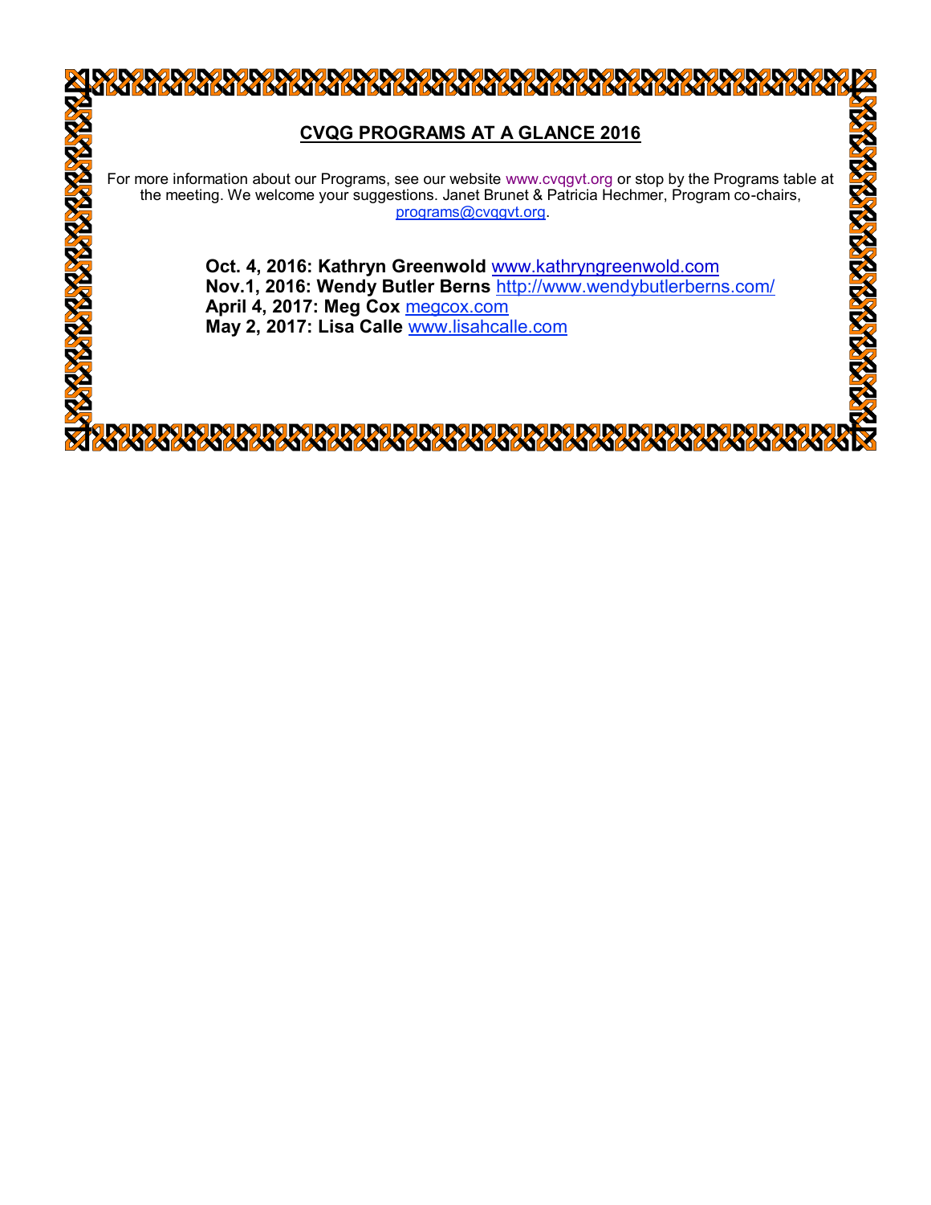## CVQG PROGRAMS AT A GLANCE 2016

For more information about our Programs, see our website www.cvqgvt.org or stop by the Programs table at the meeting. We welcome your suggestions. Janet Brunet & Patricia Hechmer, Program co-chairs, programs@cvqgvt.org.

**Oct. 4, 2016: Kathryn Greenwold** www.kathryngreenwold.com
**Nov.1, 2016: Wendy Butler Berns** http://www.wendybutlerberns.com/
**April 4, 2017: Meg Cox** megcox.com
**May 2, 2017: Lisa Calle** www.lisahcalle.com